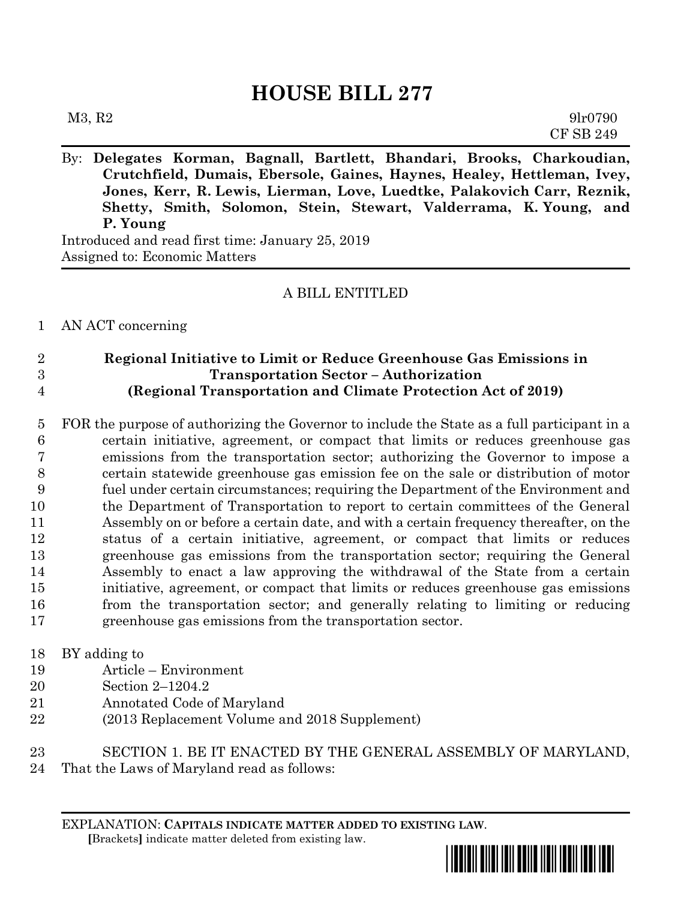# HOUSE BILL 277

M3, R2 9lr0790
CF SB 249

By: **Delegates Korman, Bagnall, Bartlett, Bhandari, Brooks, Charkoudian, Crutchfield, Dumais, Ebersole, Gaines, Haynes, Healey, Hettleman, Ivey, Jones, Kerr, R. Lewis, Lierman, Love, Luedtke, Palakovich Carr, Reznik, Shetty, Smith, Solomon, Stein, Stewart, Valderrama, K. Young, and P. Young**

Introduced and read first time: January 25, 2019
Assigned to: Economic Matters

A BILL ENTITLED

1 AN ACT concerning

2 **Regional Initiative to Limit or Reduce Greenhouse Gas Emissions in**
3 **Transportation Sector – Authorization**
4 **(Regional Transportation and Climate Protection Act of 2019)**

5 FOR the purpose of authorizing the Governor to include the State as a full participant in a
6 certain initiative, agreement, or compact that limits or reduces greenhouse gas
7 emissions from the transportation sector; authorizing the Governor to impose a
8 certain statewide greenhouse gas emission fee on the sale or distribution of motor
9 fuel under certain circumstances; requiring the Department of the Environment and
10 the Department of Transportation to report to certain committees of the General
11 Assembly on or before a certain date, and with a certain frequency thereafter, on the
12 status of a certain initiative, agreement, or compact that limits or reduces
13 greenhouse gas emissions from the transportation sector; requiring the General
14 Assembly to enact a law approving the withdrawal of the State from a certain
15 initiative, agreement, or compact that limits or reduces greenhouse gas emissions
16 from the transportation sector; and generally relating to limiting or reducing
17 greenhouse gas emissions from the transportation sector.

18 BY adding to
19 Article – Environment
20 Section 2–1204.2
21 Annotated Code of Maryland
22 (2013 Replacement Volume and 2018 Supplement)

23 SECTION 1. BE IT ENACTED BY THE GENERAL ASSEMBLY OF MARYLAND,
24 That the Laws of Maryland read as follows:

EXPLANATION: **CAPITALS INDICATE MATTER ADDED TO EXISTING LAW**.
**[**Brackets**]** indicate matter deleted from existing law.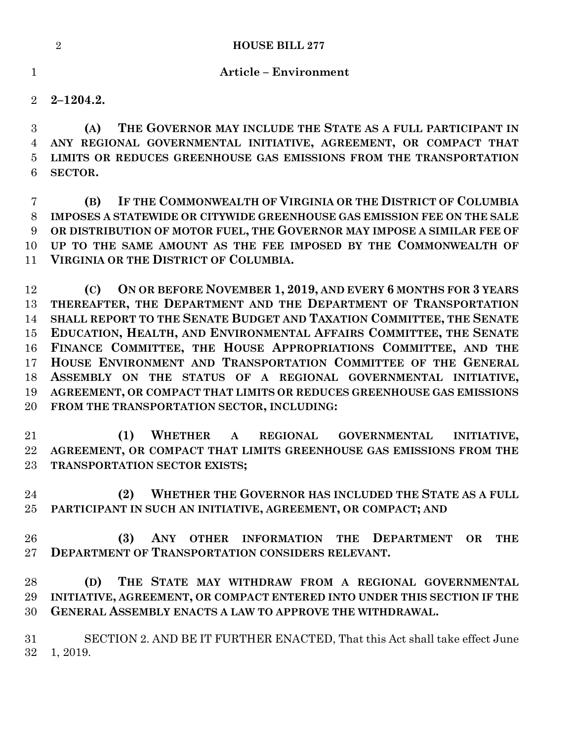**Article – Environment**

**2–1204.2.**

**(A) THE GOVERNOR MAY INCLUDE THE STATE AS A FULL PARTICIPANT IN ANY REGIONAL GOVERNMENTAL INITIATIVE, AGREEMENT, OR COMPACT THAT LIMITS OR REDUCES GREENHOUSE GAS EMISSIONS FROM THE TRANSPORTATION SECTOR.**

**(B) IF THE COMMONWEALTH OF VIRGINIA OR THE DISTRICT OF COLUMBIA IMPOSES A STATEWIDE OR CITYWIDE GREENHOUSE GAS EMISSION FEE ON THE SALE OR DISTRIBUTION OF MOTOR FUEL, THE GOVERNOR MAY IMPOSE A SIMILAR FEE OF UP TO THE SAME AMOUNT AS THE FEE IMPOSED BY THE COMMONWEALTH OF VIRGINIA OR THE DISTRICT OF COLUMBIA.**

**(C) ON OR BEFORE NOVEMBER 1, 2019, AND EVERY 6 MONTHS FOR 3 YEARS THEREAFTER, THE DEPARTMENT AND THE DEPARTMENT OF TRANSPORTATION SHALL REPORT TO THE SENATE BUDGET AND TAXATION COMMITTEE, THE SENATE EDUCATION, HEALTH, AND ENVIRONMENTAL AFFAIRS COMMITTEE, THE SENATE FINANCE COMMITTEE, THE HOUSE APPROPRIATIONS COMMITTEE, AND THE HOUSE ENVIRONMENT AND TRANSPORTATION COMMITTEE OF THE GENERAL ASSEMBLY ON THE STATUS OF A REGIONAL GOVERNMENTAL INITIATIVE, AGREEMENT, OR COMPACT THAT LIMITS OR REDUCES GREENHOUSE GAS EMISSIONS FROM THE TRANSPORTATION SECTOR, INCLUDING:**

**(1) WHETHER A REGIONAL GOVERNMENTAL INITIATIVE, AGREEMENT, OR COMPACT THAT LIMITS GREENHOUSE GAS EMISSIONS FROM THE TRANSPORTATION SECTOR EXISTS;**

**(2) WHETHER THE GOVERNOR HAS INCLUDED THE STATE AS A FULL PARTICIPANT IN SUCH AN INITIATIVE, AGREEMENT, OR COMPACT; AND**

**(3) ANY OTHER INFORMATION THE DEPARTMENT OR THE DEPARTMENT OF TRANSPORTATION CONSIDERS RELEVANT.**

**(D) THE STATE MAY WITHDRAW FROM A REGIONAL GOVERNMENTAL INITIATIVE, AGREEMENT, OR COMPACT ENTERED INTO UNDER THIS SECTION IF THE GENERAL ASSEMBLY ENACTS A LAW TO APPROVE THE WITHDRAWAL.**

SECTION 2. AND BE IT FURTHER ENACTED, That this Act shall take effect June 1, 2019.